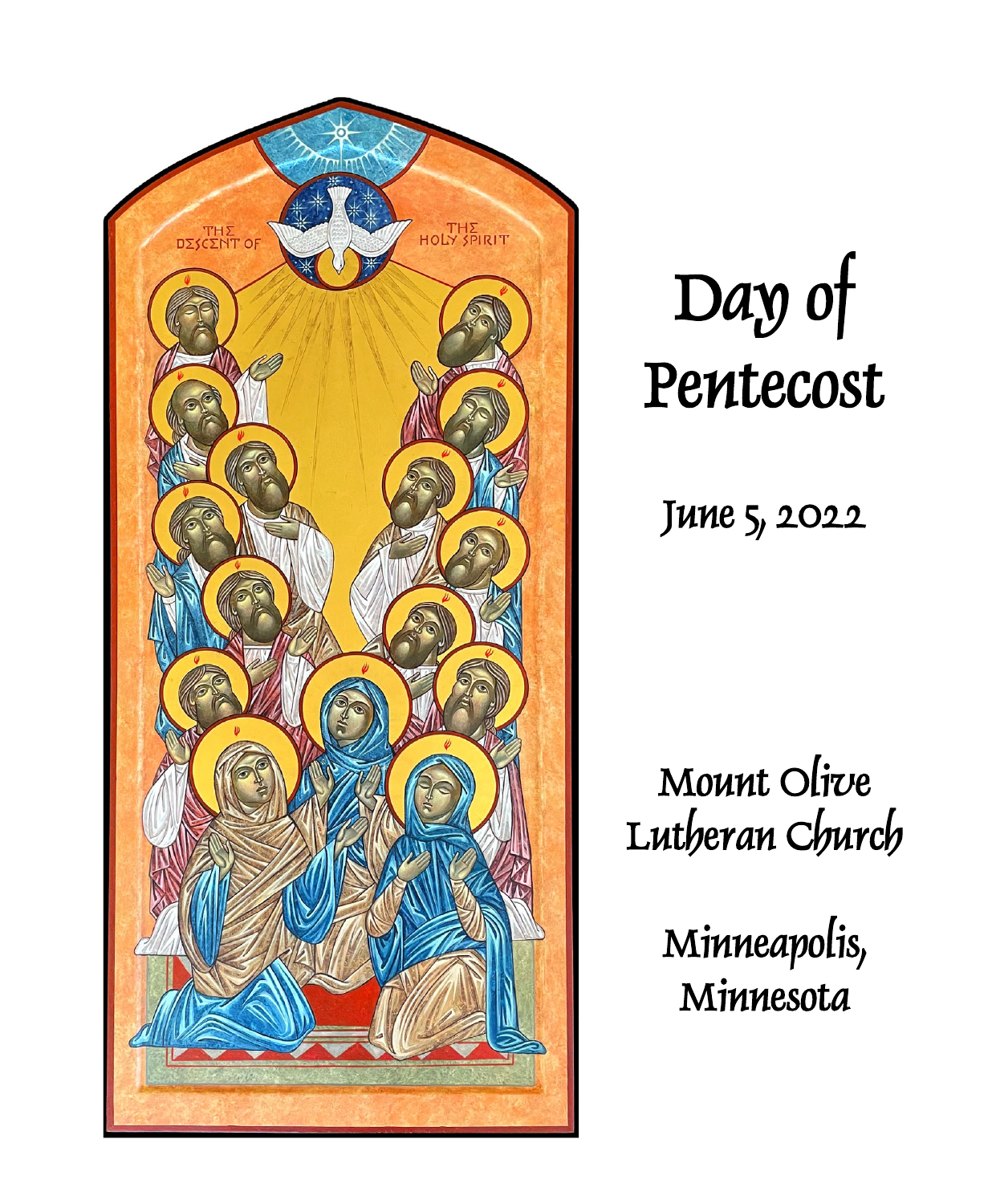# Day of Pentecost

June 5, 2022

Mount Olive Lutheran Church

Minneapolis, Minnesota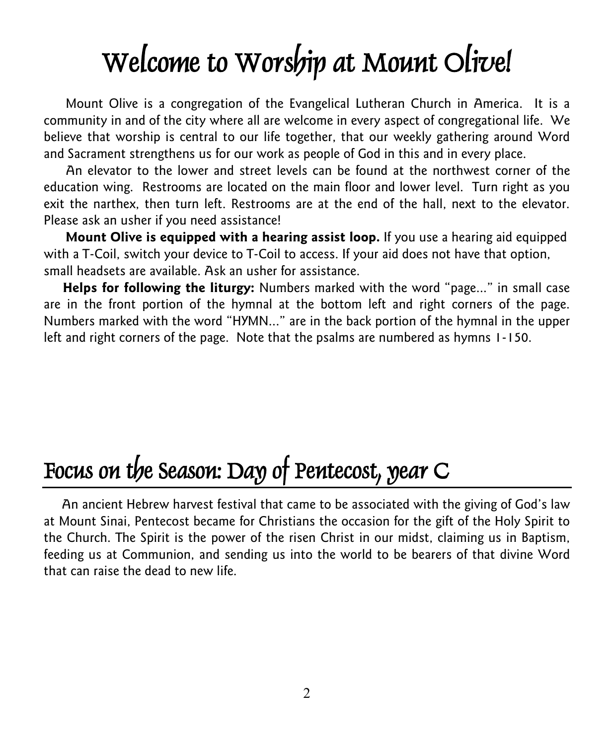# Welcome to Worship at Mount Olive!

Mount Olive is a congregation of the Evangelical Lutheran Church in America. It is a community in and of the city where all are welcome in every aspect of congregational life. We believe that worship is central to our life together, that our weekly gathering around Word and Sacrament strengthens us for our work as people of God in this and in every place.

An elevator to the lower and street levels can be found at the northwest corner of the education wing. Restrooms are located on the main floor and lower level. Turn right as you exit the narthex, then turn left. Restrooms are at the end of the hall, next to the elevator. Please ask an usher if you need assistance!

**Mount Olive is equipped with a hearing assist loop.** If you use a hearing aid equipped with a T-Coil, switch your device to T-Coil to access. If your aid does not have that option, small headsets are available. Ask an usher for assistance.

**Helps for following the liturgy:** Numbers marked with the word "page..." in small case are in the front portion of the hymnal at the bottom left and right corners of the page. Numbers marked with the word "HYMN..." are in the back portion of the hymnal in the upper left and right corners of the page. Note that the psalms are numbered as hymns 1-150.

## Focus on the Season: Day of Pentecost, year C

An ancient Hebrew harvest festival that came to be associated with the giving of God's law at Mount Sinai, Pentecost became for Christians the occasion for the gift of the Holy Spirit to the Church. The Spirit is the power of the risen Christ in our midst, claiming us in Baptism, feeding us at Communion, and sending us into the world to be bearers of that divine Word that can raise the dead to new life.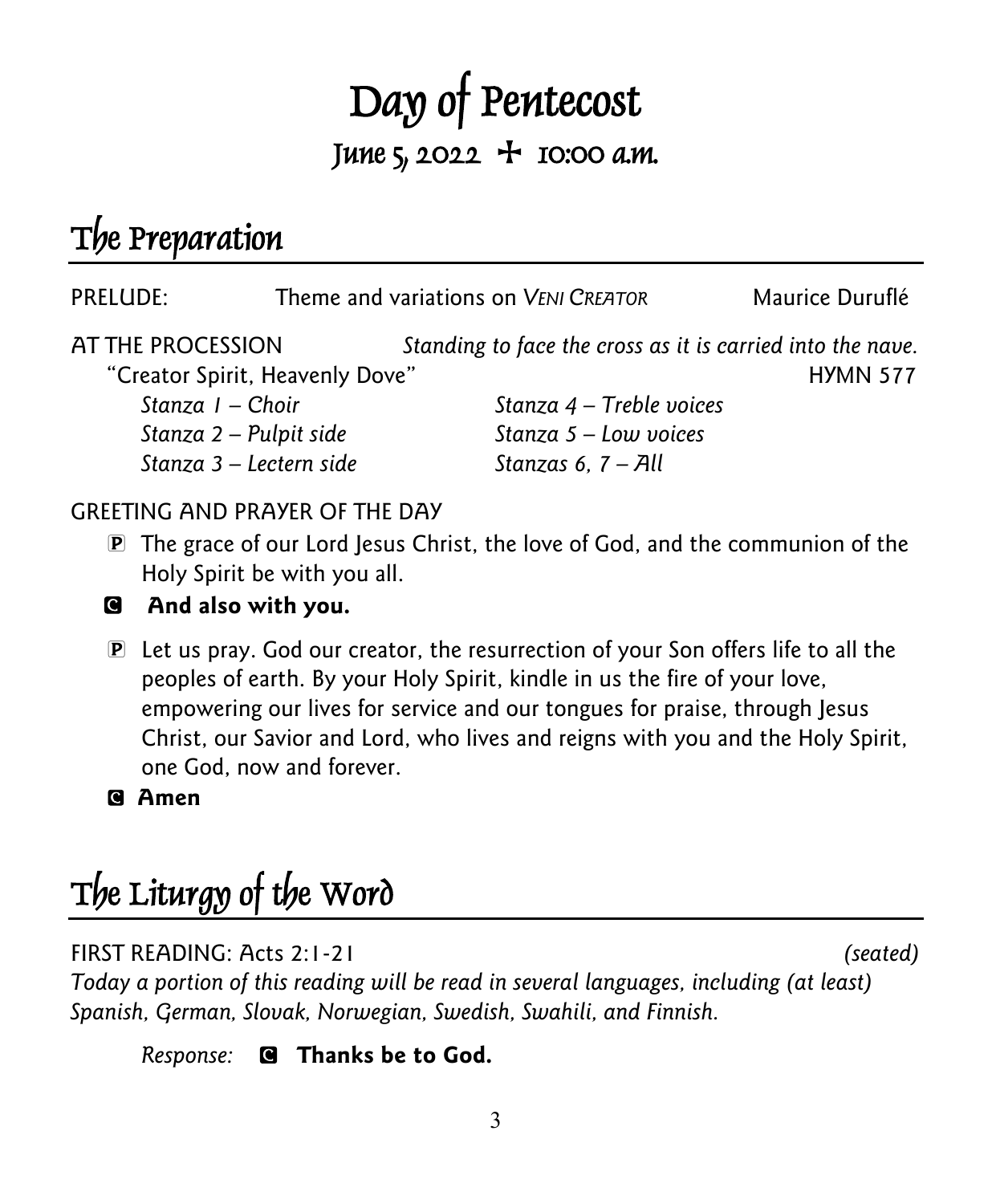# Day of Pentecost

## June 5, 2022 ✠ 10:00 a.m.

## The Preparation

PRELUDE: Theme and variations on *VENI CREATOR* Maurice Duruflé

AT THE PROCESSION *Standing to face the cross as it is carried into the nave.*

"Creator Spirit, Heavenly Dove" HYMN 577

*Stanza 1 – Choir*
*Stanza 2 – Pulpit side*
*Stanza 3 – Lectern side*
*Stanza 4 – Treble voices*
*Stanza 5 – Low voices*
*Stanzas 6, 7 – All*

GREETING AND PRAYER OF THE DAY

P The grace of our Lord Jesus Christ, the love of God, and the communion of the Holy Spirit be with you all.

**C And also with you.**

P Let us pray. God our creator, the resurrection of your Son offers life to all the peoples of earth. By your Holy Spirit, kindle in us the fire of your love, empowering our lives for service and our tongues for praise, through Jesus Christ, our Savior and Lord, who lives and reigns with you and the Holy Spirit, one God, now and forever.

**C Amen**

## The Liturgy of the Word

FIRST READING: Acts 2:1-21 *(seated)*

*Today a portion of this reading will be read in several languages, including (at least) Spanish, German, Slovak, Norwegian, Swedish, Swahili, and Finnish.*

*Response:* **C Thanks be to God.**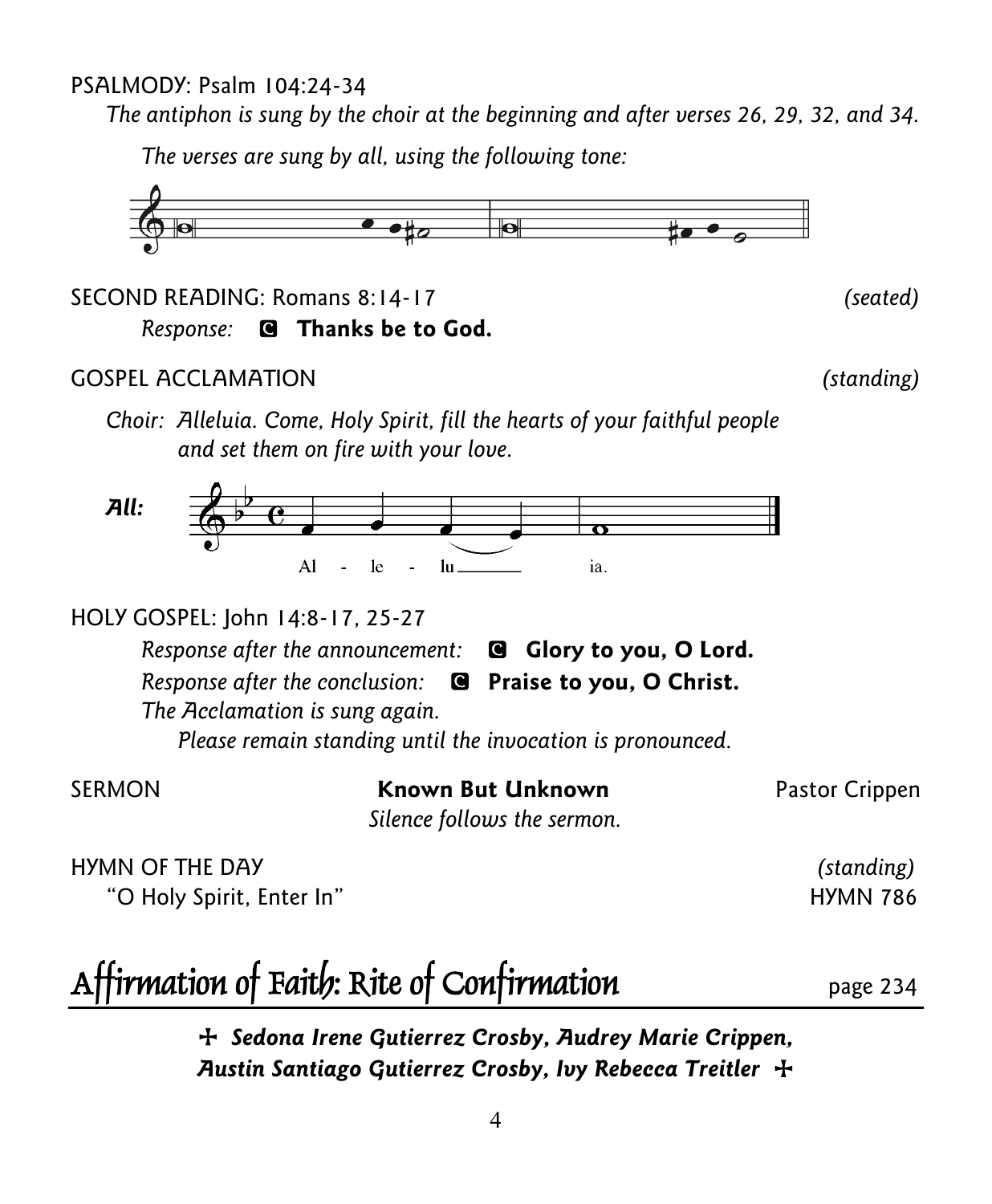PSALMODY: Psalm 104:24-34

*The antiphon is sung by the choir at the beginning and after verses 26, 29, 32, and 34.*

*The verses are sung by all, using the following tone:*

SECOND READING: Romans 8:14-17 *(seated)*

*Response:* C **Thanks be to God.**

GOSPEL ACCLAMATION *(standing)*

*Choir: Alleluia. Come, Holy Spirit, fill the hearts of your faithful people and set them on fire with your love.*

***All:*** Al - le - lu ia.

HOLY GOSPEL: John 14:8-17, 25-27

*Response after the announcement:* C **Glory to you, O Lord.**

*Response after the conclusion:* C **Praise to you, O Christ.**

*The Acclamation is sung again.*

*Please remain standing until the invocation is pronounced.*

SERMON **Known But Unknown** Pastor Crippen

*Silence follows the sermon.*

HYMN OF THE DAY *(standing)*

"O Holy Spirit, Enter In" HYMN 786

## Affirmation of Faith: Rite of Confirmation page 234

***✝ Sedona Irene Gutierrez Crosby, Audrey Marie Crippen, Austin Santiago Gutierrez Crosby, Ivy Rebecca Treitler ✝***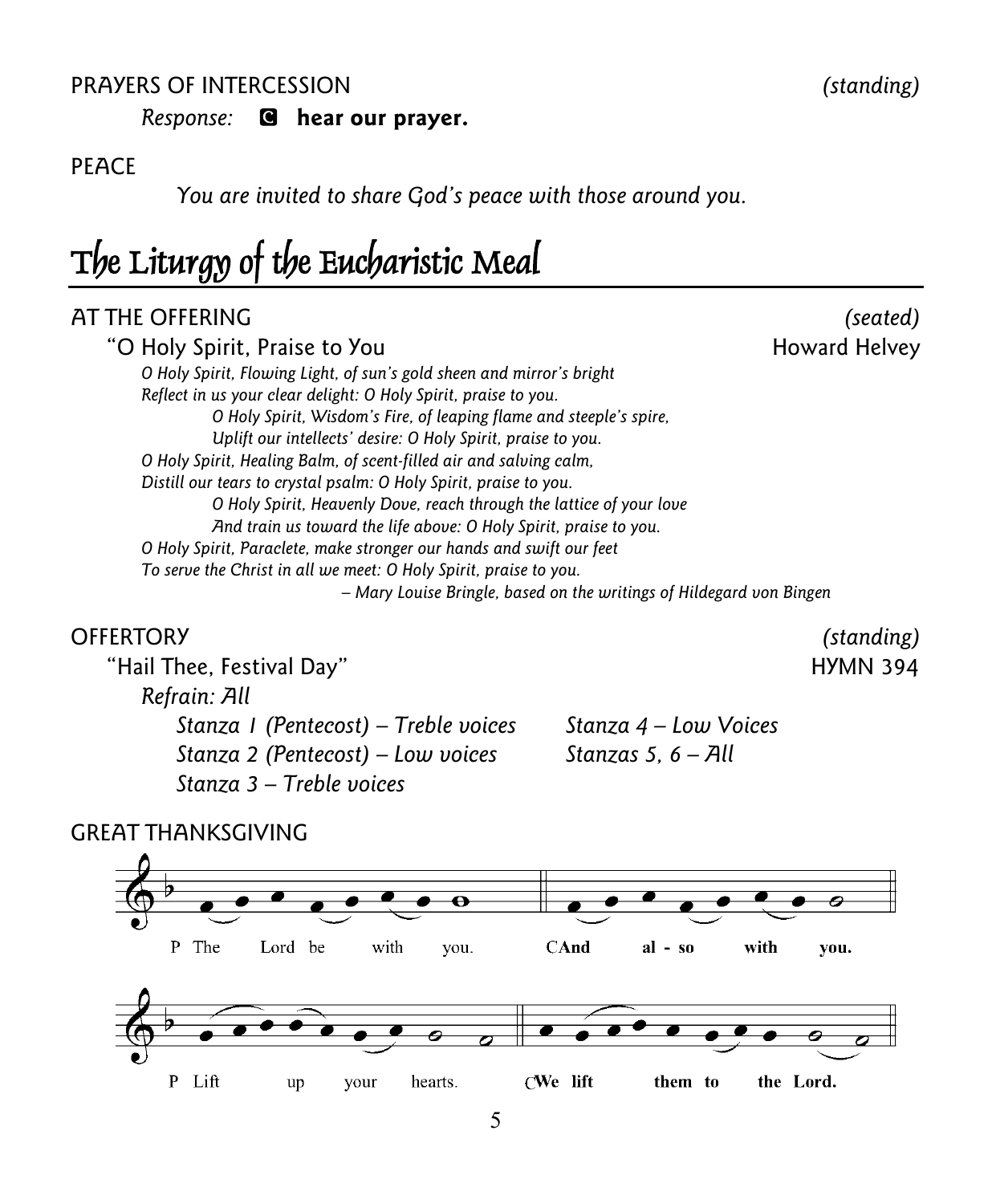PRAYERS OF INTERCESSION *(standing)*

*Response:* **C hear our prayer.**

PEACE

*You are invited to share God's peace with those around you.*

# The Liturgy of the Eucharistic Meal

AT THE OFFERING *(seated)*

"O Holy Spirit, Praise to You Howard Helvey

*O Holy Spirit, Flowing Light, of sun's gold sheen and mirror's bright*
*Reflect in us your clear delight: O Holy Spirit, praise to you.*

*O Holy Spirit, Wisdom's Fire, of leaping flame and steeple's spire,*
*Uplift our intellects' desire: O Holy Spirit, praise to you.*

*O Holy Spirit, Healing Balm, of scent-filled air and salving calm,*
*Distill our tears to crystal psalm: O Holy Spirit, praise to you.*

*O Holy Spirit, Heavenly Dove, reach through the lattice of your love*
*And train us toward the life above: O Holy Spirit, praise to you.*

*O Holy Spirit, Paraclete, make stronger our hands and swift our feet*
*To serve the Christ in all we meet: O Holy Spirit, praise to you.*

*– Mary Louise Bringle, based on the writings of Hildegard von Bingen*

OFFERTORY *(standing)*

"Hail Thee, Festival Day" HYMN 394

*Refrain: All*

*Stanza 1 (Pentecost) – Treble voices*
*Stanza 2 (Pentecost) – Low voices*
*Stanza 3 – Treble voices*
*Stanza 4 – Low Voices*
*Stanzas 5, 6 – All*

GREAT THANKSGIVING

P The Lord be with you. **C And also with you.**

P Lift up your hearts. **C We lift them to the Lord.**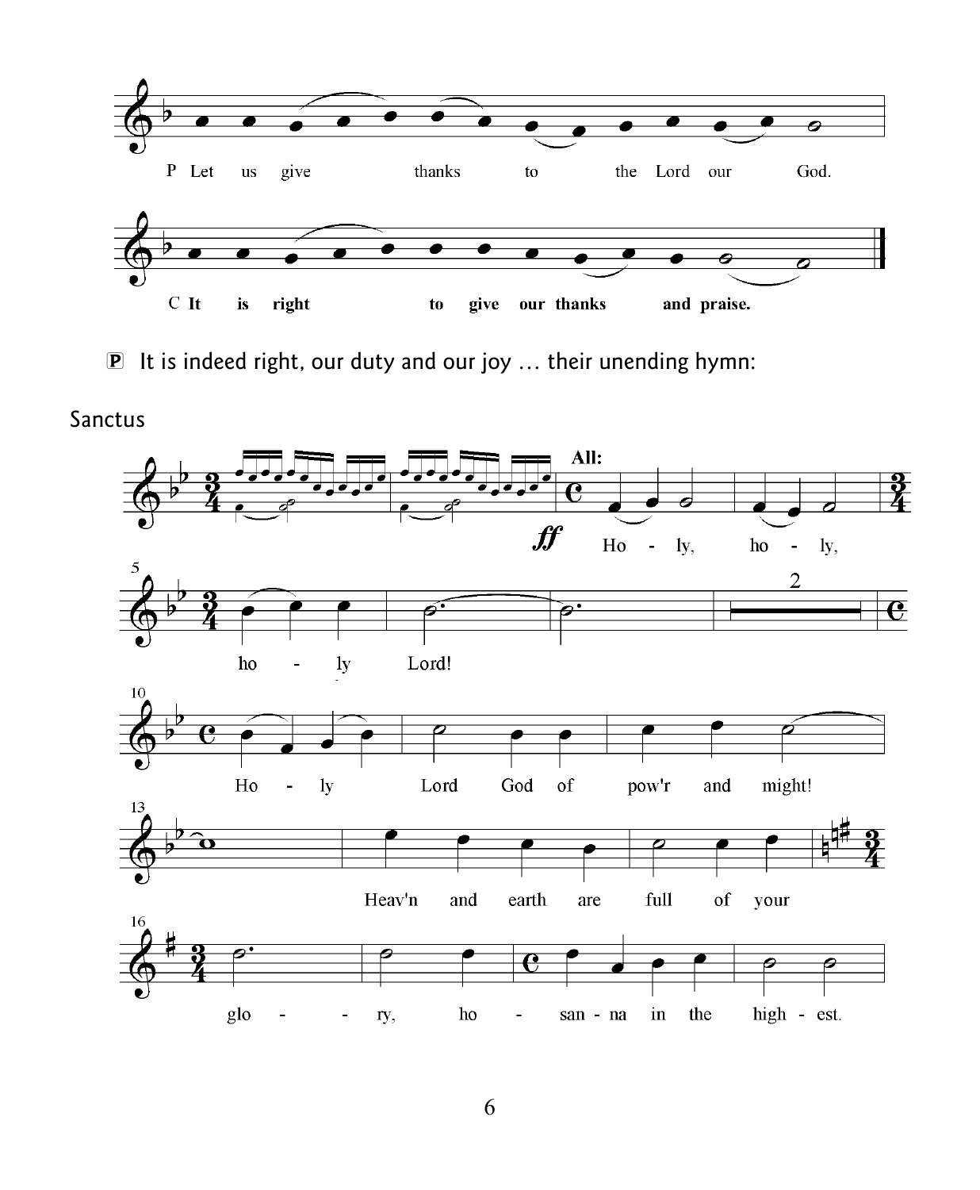P Let us give thanks to the Lord our God.

C **It is right to give our thanks and praise.**

🅿 It is indeed right, our duty and our joy … their unending hymn:

Sanctus

**All:** *ff* Ho - ly, ho - ly, ho - ly Lord!

Ho - ly Lord God of pow'r and might!

Heav'n and earth are full of your glo - - ry, ho - san - na in the high - est.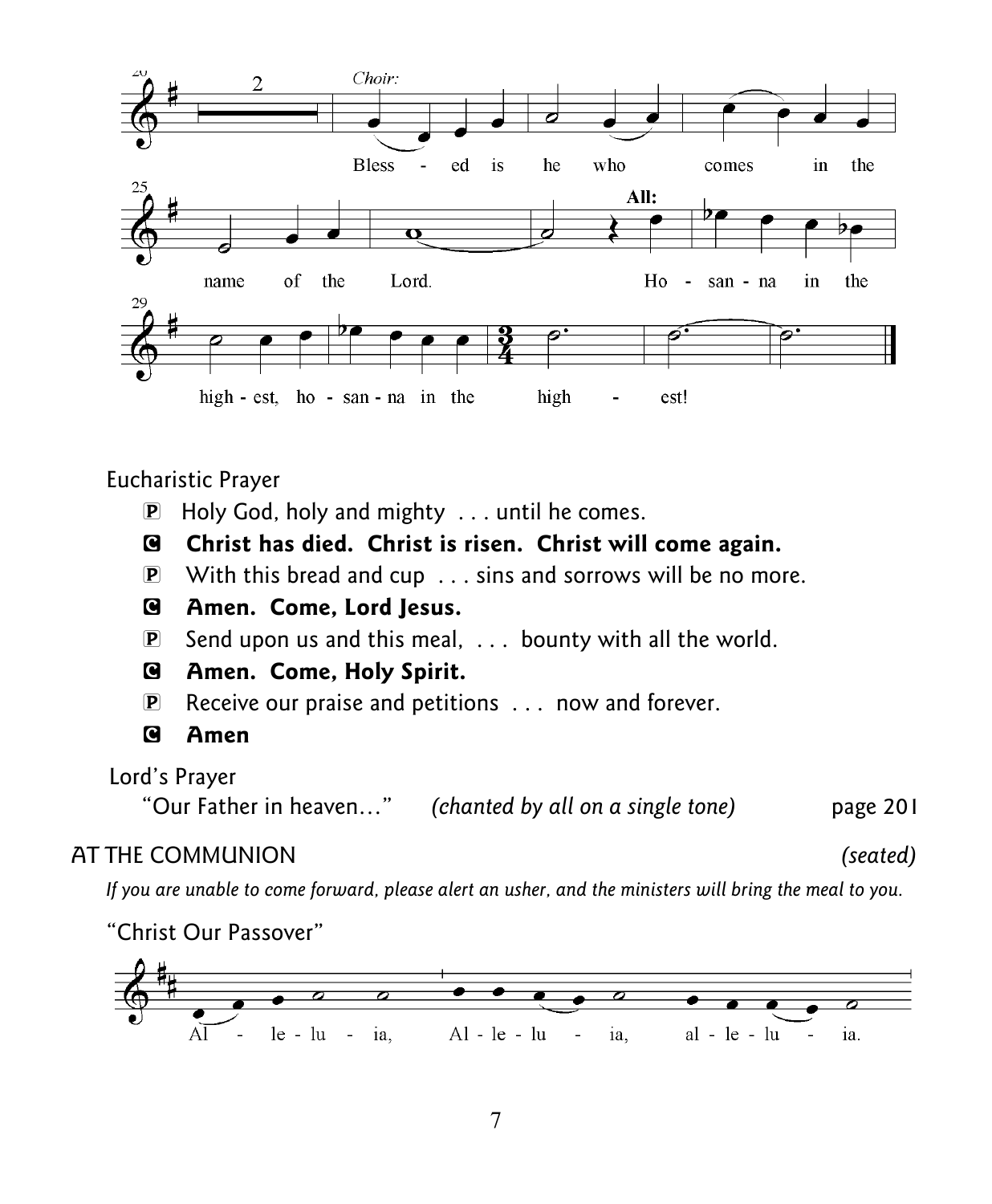Choir:

Bless - ed is he who comes in the name of the Lord.

All: Ho - san - na in the high - est, ho - san - na in the high - est!

Eucharistic Prayer

P  Holy God, holy and mighty . . . until he comes.

**C  Christ has died. Christ is risen. Christ will come again.**

P  With this bread and cup . . . sins and sorrows will be no more.

**C  Amen. Come, Lord Jesus.**

P  Send upon us and this meal, . . . bounty with all the world.

**C  Amen. Come, Holy Spirit.**

P  Receive our praise and petitions . . . now and forever.

**C  Amen**

Lord's Prayer

"Our Father in heaven…" *(chanted by all on a single tone)* page 201

## AT THE COMMUNION *(seated)*

*If you are unable to come forward, please alert an usher, and the ministers will bring the meal to you.*

"Christ Our Passover"

Al - le - lu - ia, Al - le - lu - ia, al - le - lu - ia.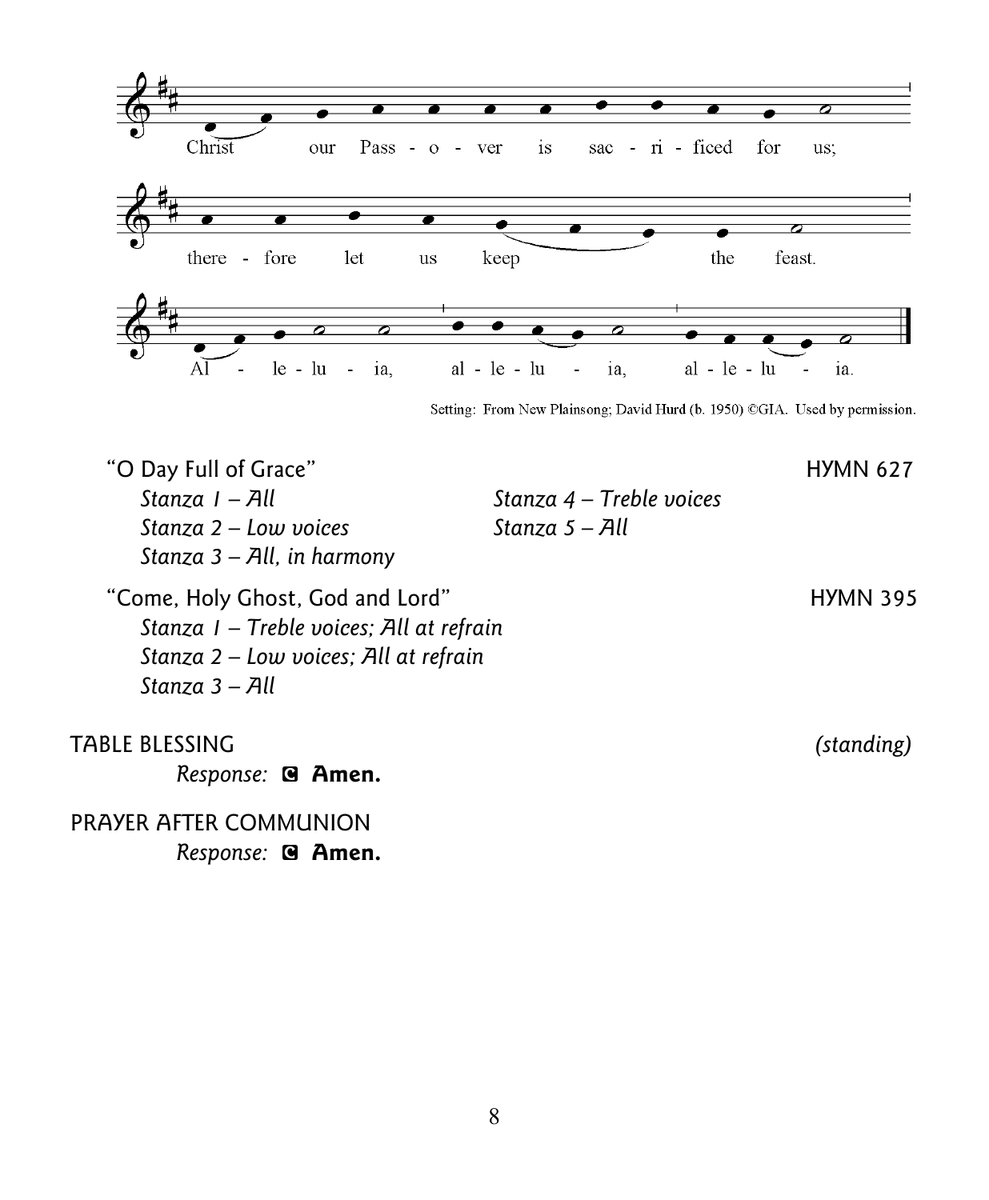Christ our Passover is sacrificed for us; therefore let us keep the feast. Alleluia, alleluia, alleluia.

Setting: From New Plainsong; David Hurd (b. 1950) ©GIA. Used by permission.

"O Day Full of Grace" HYMN 627

*Stanza 1 – All*
*Stanza 2 – Low voices*
*Stanza 3 – All, in harmony*
*Stanza 4 – Treble voices*
*Stanza 5 – All*

"Come, Holy Ghost, God and Lord" HYMN 395

*Stanza 1 – Treble voices; All at refrain*
*Stanza 2 – Low voices; All at refrain*
*Stanza 3 – All*

TABLE BLESSING *(standing)*

*Response:* C **Amen.**

PRAYER AFTER COMMUNION

*Response:* C **Amen.**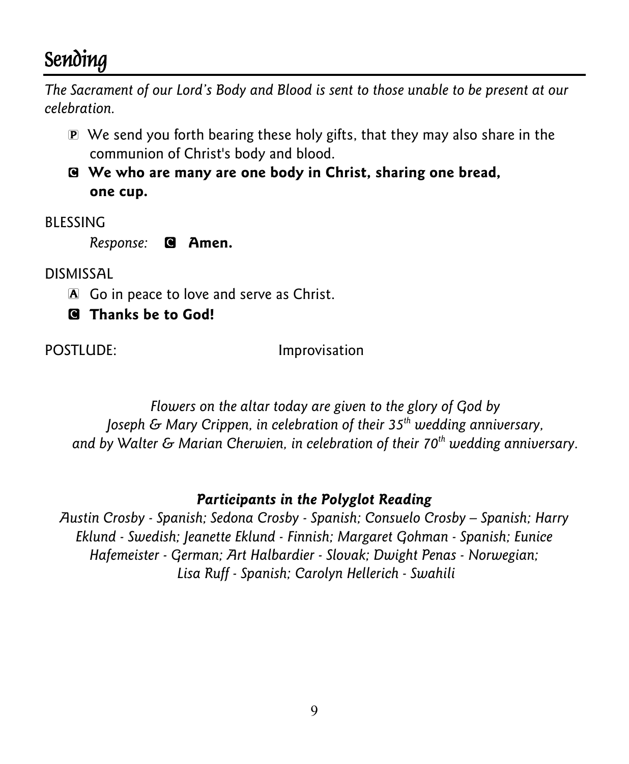# Sending

*The Sacrament of our Lord's Body and Blood is sent to those unable to be present at our celebration.*

P We send you forth bearing these holy gifts, that they may also share in the communion of Christ's body and blood.

**C We who are many are one body in Christ, sharing one bread, one cup.**

BLESSING

*Response:* **C Amen.**

DISMISSAL

A Go in peace to love and serve as Christ.

**C Thanks be to God!**

POSTLUDE: Improvisation

*Flowers on the altar today are given to the glory of God by Joseph & Mary Crippen, in celebration of their 35th wedding anniversary, and by Walter & Marian Cherwien, in celebration of their 70th wedding anniversary.*

***Participants in the Polyglot Reading***

*Austin Crosby - Spanish; Sedona Crosby - Spanish; Consuelo Crosby – Spanish; Harry Eklund - Swedish; Jeanette Eklund - Finnish; Margaret Gohman - Spanish; Eunice Hafemeister - German; Art Halbardier - Slovak; Dwight Penas - Norwegian; Lisa Ruff - Spanish; Carolyn Hellerich - Swahili*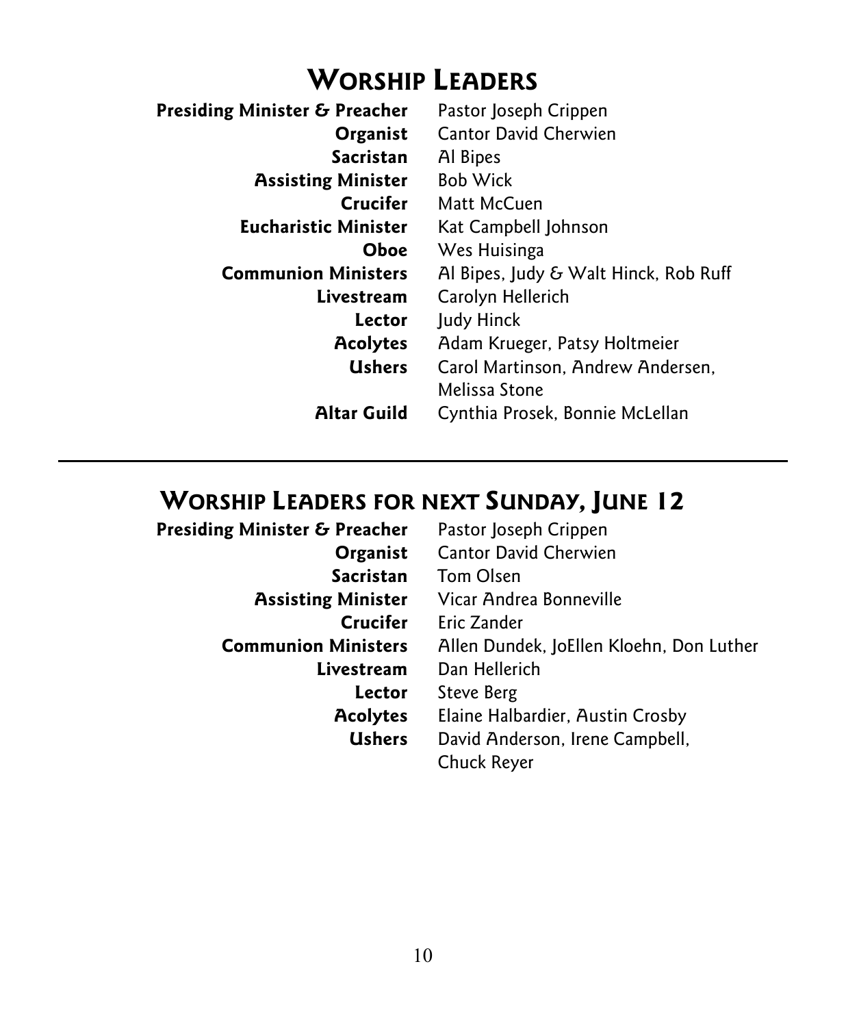# Worship Leaders

**Presiding Minister & Preacher** Pastor Joseph Crippen
**Organist** Cantor David Cherwien
**Sacristan** Al Bipes
**Assisting Minister** Bob Wick
**Crucifer** Matt McCuen
**Eucharistic Minister** Kat Campbell Johnson
**Oboe** Wes Huisinga
**Communion Ministers** Al Bipes, Judy & Walt Hinck, Rob Ruff
**Livestream** Carolyn Hellerich
**Lector** Judy Hinck
**Acolytes** Adam Krueger, Patsy Holtmeier
**Ushers** Carol Martinson, Andrew Andersen, Melissa Stone
**Altar Guild** Cynthia Prosek, Bonnie McLellan

---

# Worship Leaders for next Sunday, June 12

**Presiding Minister & Preacher** Pastor Joseph Crippen
**Organist** Cantor David Cherwien
**Sacristan** Tom Olsen
**Assisting Minister** Vicar Andrea Bonneville
**Crucifer** Eric Zander
**Communion Ministers** Allen Dundek, JoEllen Kloehn, Don Luther
**Livestream** Dan Hellerich
**Lector** Steve Berg
**Acolytes** Elaine Halbardier, Austin Crosby
**Ushers** David Anderson, Irene Campbell, Chuck Reyer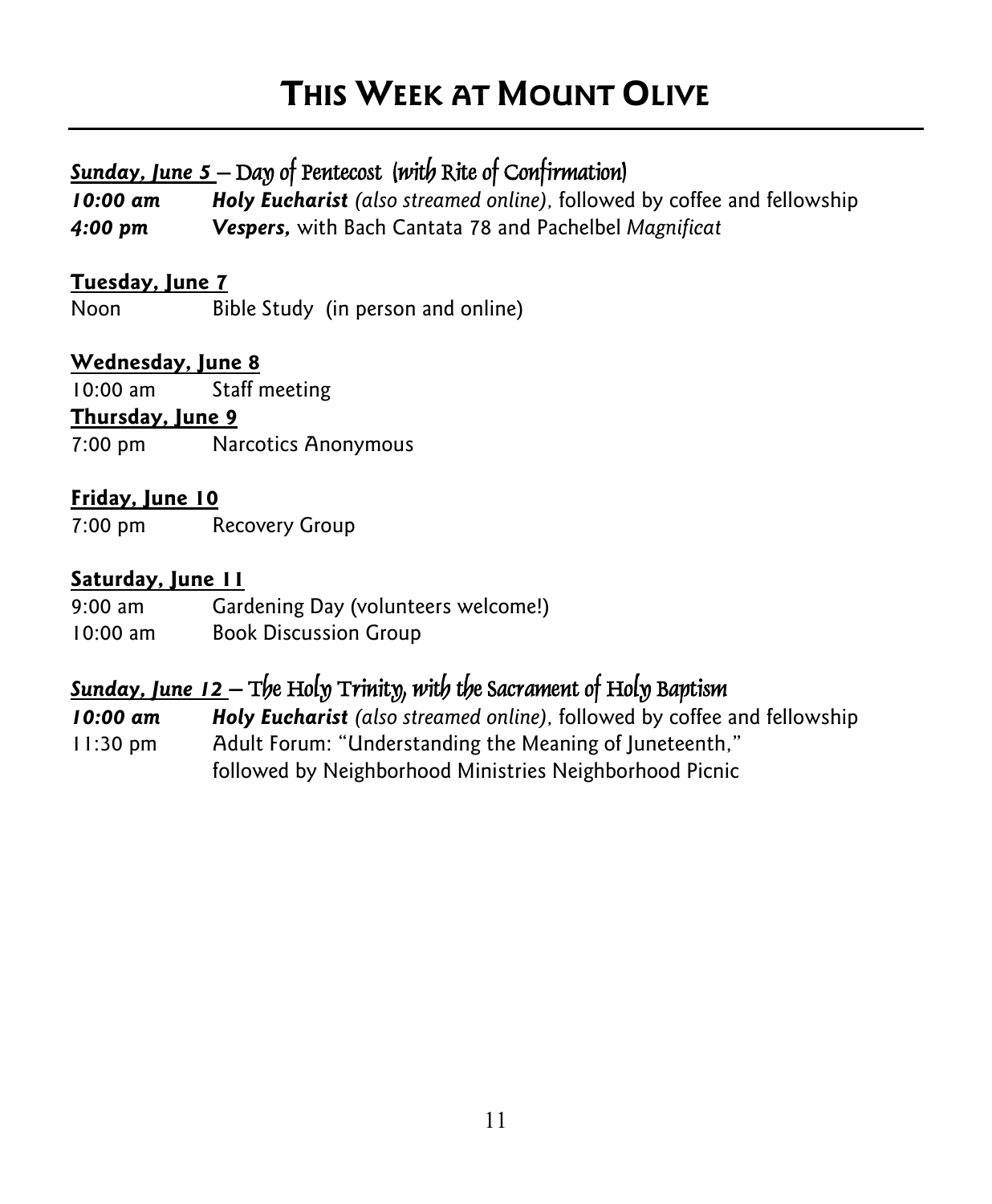# THIS WEEK AT MOUNT OLIVE

**_Sunday, June 5_** – Day of Pentecost (*with* Rite of Confirmation)

***10:00 am*** **_Holy Eucharist_** *(also streamed online)*, followed by coffee and fellowship

***4:00 pm*** **_Vespers,_** with Bach Cantata 78 and Pachelbel *Magnificat*

**Tuesday, June 7**

Noon Bible Study (in person and online)

**Wednesday, June 8**

10:00 am Staff meeting

**Thursday, June 9**

7:00 pm Narcotics Anonymous

**Friday, June 10**

7:00 pm Recovery Group

**Saturday, June 11**

9:00 am Gardening Day (volunteers welcome!)

10:00 am Book Discussion Group

**_Sunday, June 12_** – The Holy Trinity, *with the* Sacrament of Holy Baptism

***10:00 am*** **_Holy Eucharist_** *(also streamed online)*, followed by coffee and fellowship

11:30 pm Adult Forum: "Understanding the Meaning of Juneteenth," followed by Neighborhood Ministries Neighborhood Picnic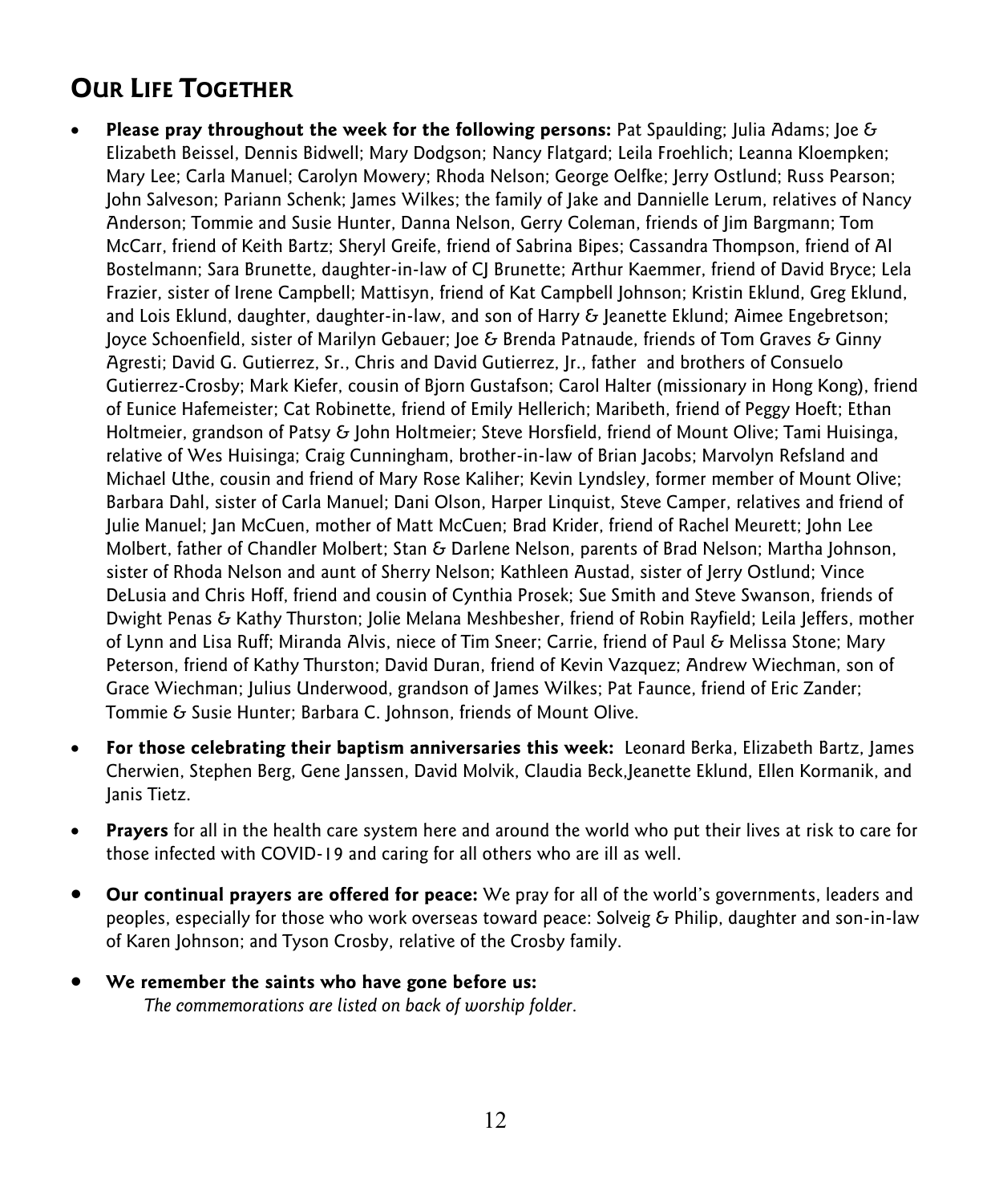## OUR LIFE TOGETHER

- **Please pray throughout the week for the following persons:** Pat Spaulding; Julia Adams; Joe & Elizabeth Beissel, Dennis Bidwell; Mary Dodgson; Nancy Flatgard; Leila Froehlich; Leanna Kloempken; Mary Lee; Carla Manuel; Carolyn Mowery; Rhoda Nelson; George Oelfke; Jerry Ostlund; Russ Pearson; John Salveson; Pariann Schenk; James Wilkes; the family of Jake and Dannielle Lerum, relatives of Nancy Anderson; Tommie and Susie Hunter, Danna Nelson, Gerry Coleman, friends of Jim Bargmann; Tom McCarr, friend of Keith Bartz; Sheryl Greife, friend of Sabrina Bipes; Cassandra Thompson, friend of Al Bostelmann; Sara Brunette, daughter-in-law of CJ Brunette; Arthur Kaemmer, friend of David Bryce; Lela Frazier, sister of Irene Campbell; Mattisyn, friend of Kat Campbell Johnson; Kristin Eklund, Greg Eklund, and Lois Eklund, daughter, daughter-in-law, and son of Harry & Jeanette Eklund; Aimee Engebretson; Joyce Schoenfield, sister of Marilyn Gebauer; Joe & Brenda Patnaude, friends of Tom Graves & Ginny Agresti; David G. Gutierrez, Sr., Chris and David Gutierrez, Jr., father and brothers of Consuelo Gutierrez-Crosby; Mark Kiefer, cousin of Bjorn Gustafson; Carol Halter (missionary in Hong Kong), friend of Eunice Hafemeister; Cat Robinette, friend of Emily Hellerich; Maribeth, friend of Peggy Hoeft; Ethan Holtmeier, grandson of Patsy & John Holtmeier; Steve Horsfield, friend of Mount Olive; Tami Huisinga, relative of Wes Huisinga; Craig Cunningham, brother-in-law of Brian Jacobs; Marvolyn Refsland and Michael Uthe, cousin and friend of Mary Rose Kaliher; Kevin Lyndsley, former member of Mount Olive; Barbara Dahl, sister of Carla Manuel; Dani Olson, Harper Linquist, Steve Camper, relatives and friend of Julie Manuel; Jan McCuen, mother of Matt McCuen; Brad Krider, friend of Rachel Meurett; John Lee Molbert, father of Chandler Molbert; Stan & Darlene Nelson, parents of Brad Nelson; Martha Johnson, sister of Rhoda Nelson and aunt of Sherry Nelson; Kathleen Austad, sister of Jerry Ostlund; Vince DeLusia and Chris Hoff, friend and cousin of Cynthia Prosek; Sue Smith and Steve Swanson, friends of Dwight Penas & Kathy Thurston; Jolie Melana Meshbesher, friend of Robin Rayfield; Leila Jeffers, mother of Lynn and Lisa Ruff; Miranda Alvis, niece of Tim Sneer; Carrie, friend of Paul & Melissa Stone; Mary Peterson, friend of Kathy Thurston; David Duran, friend of Kevin Vazquez; Andrew Wiechman, son of Grace Wiechman; Julius Underwood, grandson of James Wilkes; Pat Faunce, friend of Eric Zander; Tommie & Susie Hunter; Barbara C. Johnson, friends of Mount Olive.

- **For those celebrating their baptism anniversaries this week:** Leonard Berka, Elizabeth Bartz, James Cherwien, Stephen Berg, Gene Janssen, David Molvik, Claudia Beck,Jeanette Eklund, Ellen Kormanik, and Janis Tietz.

- **Prayers** for all in the health care system here and around the world who put their lives at risk to care for those infected with COVID-19 and caring for all others who are ill as well.

- **Our continual prayers are offered for peace:** We pray for all of the world's governments, leaders and peoples, especially for those who work overseas toward peace: Solveig & Philip, daughter and son-in-law of Karen Johnson; and Tyson Crosby, relative of the Crosby family.

- **We remember the saints who have gone before us:**
  *The commemorations are listed on back of worship folder.*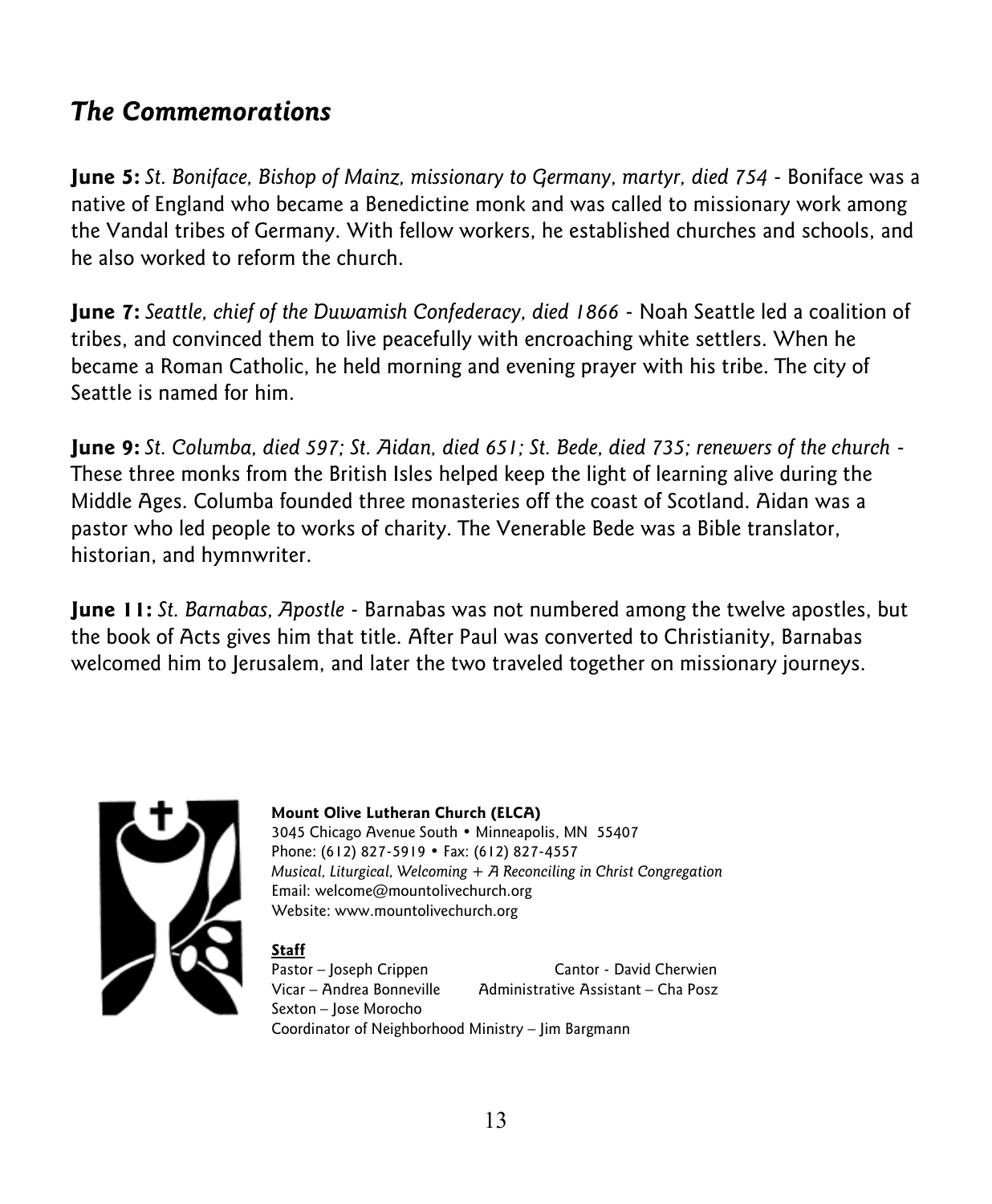## *The Commemorations*

**June 5:** *St. Boniface, Bishop of Mainz, missionary to Germany, martyr, died 754* - Boniface was a native of England who became a Benedictine monk and was called to missionary work among the Vandal tribes of Germany. With fellow workers, he established churches and schools, and he also worked to reform the church.

**June 7:** *Seattle, chief of the Duwamish Confederacy, died 1866* - Noah Seattle led a coalition of tribes, and convinced them to live peacefully with encroaching white settlers. When he became a Roman Catholic, he held morning and evening prayer with his tribe. The city of Seattle is named for him.

**June 9:** *St. Columba, died 597; St. Aidan, died 651; St. Bede, died 735; renewers of the church* - These three monks from the British Isles helped keep the light of learning alive during the Middle Ages. Columba founded three monasteries off the coast of Scotland. Aidan was a pastor who led people to works of charity. The Venerable Bede was a Bible translator, historian, and hymnwriter.

**June 11:** *St. Barnabas, Apostle* - Barnabas was not numbered among the twelve apostles, but the book of Acts gives him that title. After Paul was converted to Christianity, Barnabas welcomed him to Jerusalem, and later the two traveled together on missionary journeys.

**Mount Olive Lutheran Church (ELCA)**
3045 Chicago Avenue South • Minneapolis, MN 55407
Phone: (612) 827-5919 • Fax: (612) 827-4557
*Musical, Liturgical, Welcoming + A Reconciling in Christ Congregation*
Email: welcome@mountolivechurch.org
Website: www.mountolivechurch.org

**Staff**
Pastor – Joseph Crippen
Cantor - David Cherwien
Vicar – Andrea Bonneville
Administrative Assistant – Cha Posz
Sexton – Jose Morocho
Coordinator of Neighborhood Ministry – Jim Bargmann